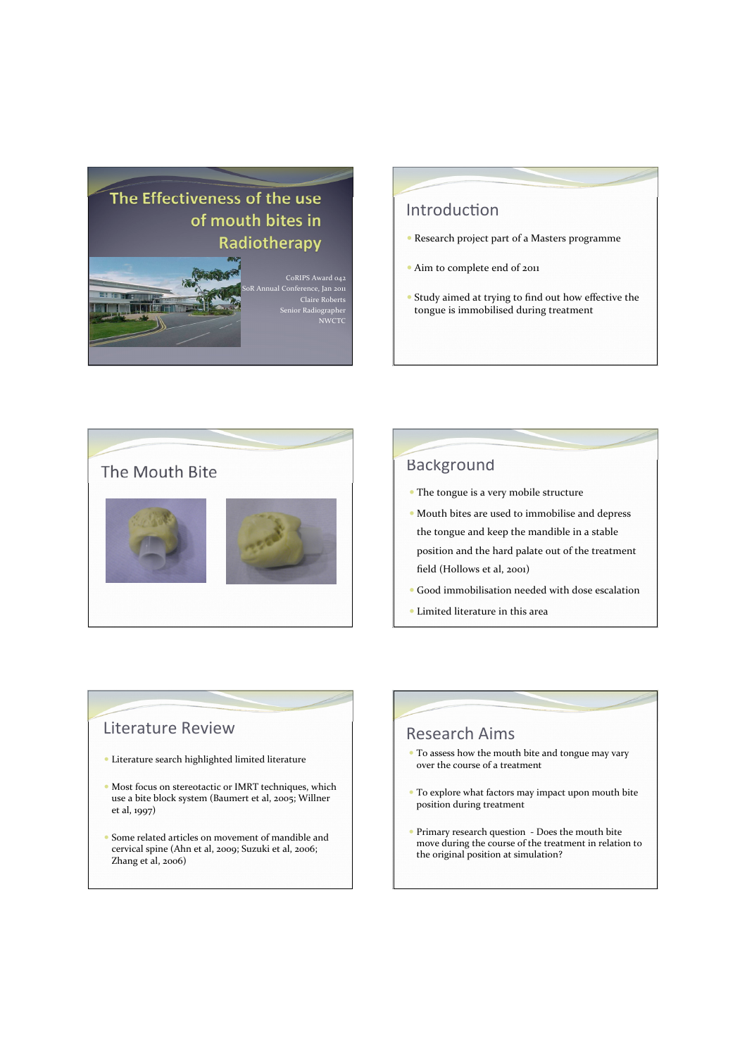# The Effectiveness of the use of mouth bites in Radiotherapy

CoRIPS Award 042
SoR Annual Conference, Jan 2011
Claire Roberts
Senior Radiographer
NWCTC

## Introduction

- Research project part of a Masters programme
- Aim to complete end of 2011
- Study aimed at trying to find out how effective the tongue is immobilised during treatment

## The Mouth Bite

## Background

- The tongue is a very mobile structure
- Mouth bites are used to immobilise and depress the tongue and keep the mandible in a stable position and the hard palate out of the treatment field (Hollows et al, 2001)
- Good immobilisation needed with dose escalation
- Limited literature in this area

## Literature Review

- Literature search highlighted limited literature
- Most focus on stereotactic or IMRT techniques, which use a bite block system (Baumert et al, 2005; Willner et al, 1997)
- Some related articles on movement of mandible and cervical spine (Ahn et al, 2009; Suzuki et al, 2006; Zhang et al, 2006)

## Research Aims

- To assess how the mouth bite and tongue may vary over the course of a treatment
- To explore what factors may impact upon mouth bite position during treatment
- Primary research question - Does the mouth bite move during the course of the treatment in relation to the original position at simulation?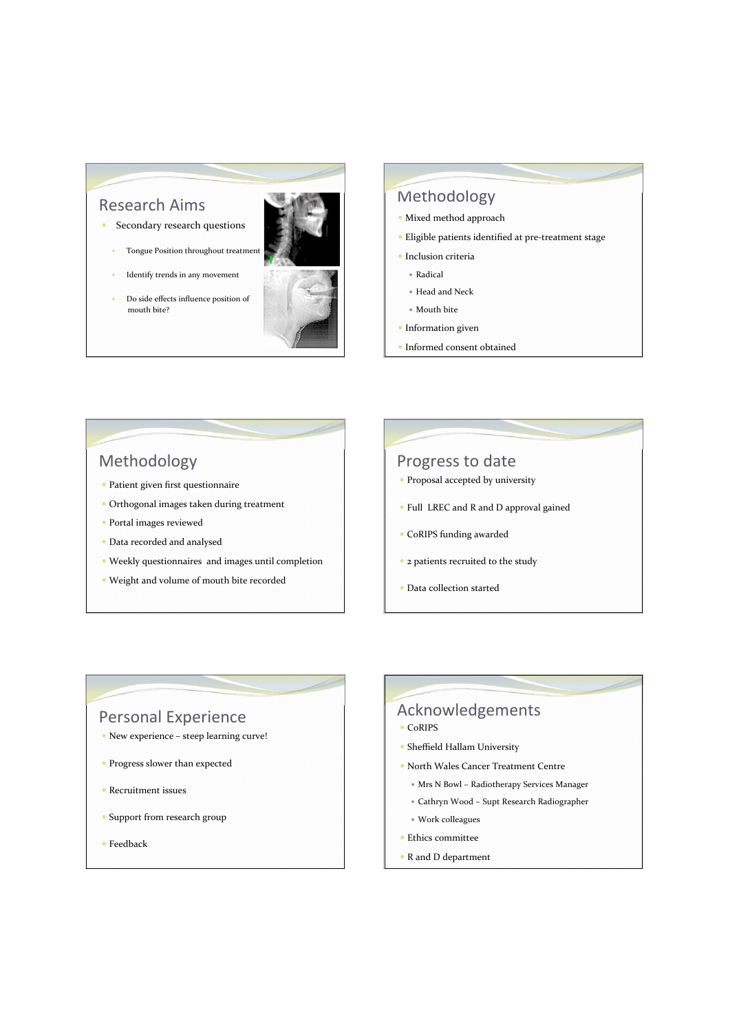## Research Aims

- Secondary research questions
  - Tongue Position throughout treatment
  - Identify trends in any movement
  - Do side effects influence position of mouth bite?

## Methodology

- Mixed method approach
- Eligible patients identified at pre-treatment stage
- Inclusion criteria
  - Radical
  - Head and Neck
  - Mouth bite
- Information given
- Informed consent obtained

## Methodology

- Patient given first questionnaire
- Orthogonal images taken during treatment
- Portal images reviewed
- Data recorded and analysed
- Weekly questionnaires and images until completion
- Weight and volume of mouth bite recorded

## Progress to date

- Proposal accepted by university
- Full LREC and R and D approval gained
- CoRIPS funding awarded
- 2 patients recruited to the study
- Data collection started

## Personal Experience

- New experience – steep learning curve!
- Progress slower than expected
- Recruitment issues
- Support from research group
- Feedback

## Acknowledgements

- CoRIPS
- Sheffield Hallam University
- North Wales Cancer Treatment Centre
  - Mrs N Bowl – Radiotherapy Services Manager
  - Cathryn Wood – Supt Research Radiographer
  - Work colleagues
- Ethics committee
- R and D department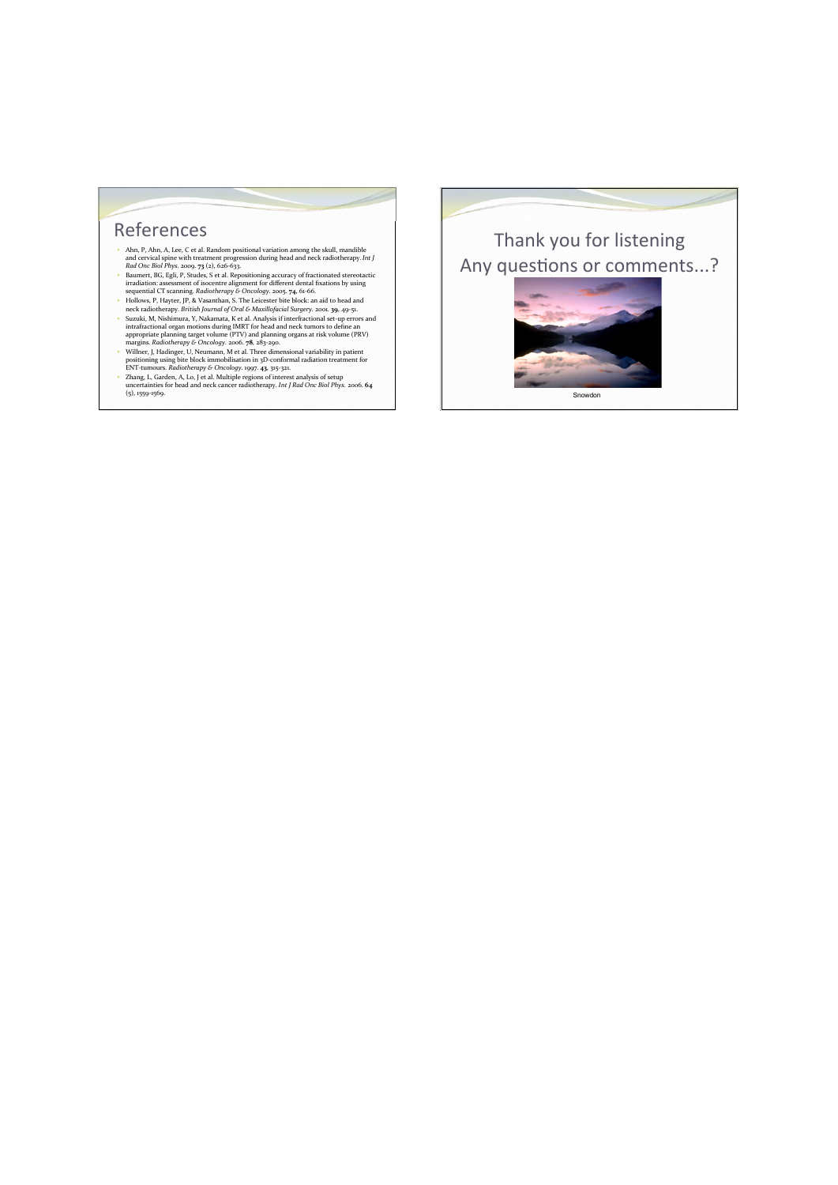# References

- Ahn, P, Ahn, A, Lee, C et al. Random positional variation among the skull, mandible and cervical spine with treatment progression during head and neck radiotherapy. *Int J Rad Onc Biol Phys.* 2009. **73** (2), 626-633.
- Baumert, BG, Egli, P, Studes, S et al. Repositioning accuracy of fractionated stereotactic irradiation: assessment of isocentre alignment for different dental fixations by using sequential CT scanning. *Radiotherapy & Oncology*. 2005. **74**, 61-66.
- Hollows, P, Hayter, JP, & Vasanthan, S. The Leicester bite block: an aid to head and neck radiotherapy. *British Journal of Oral & Maxillofacial Surgery.* 2001. **39**, 49-51.
- Suzuki, M, Nishimura, Y, Nakamata, K et al. Analysis if interfractional set-up errors and intrafractional organ motions during IMRT for head and neck tumors to define an appropriate planning target volume (PTV) and planning organs at risk volume (PRV) margins. *Radiotherapy & Oncology*. 2006. **78**, 283-290.
- Willner, J, Hadinger, U, Neumann, M et al. Three dimensional variability in patient positioning using bite block immobilisation in 3D-conformal radiation treatment for ENT-tumours. *Radiotherapy & Oncology*. 1997. **43**, 315-321.
- Zhang, L, Garden, A, Lo, J et al. Multiple regions of interest analysis of setup uncertainties for head and neck cancer radiotherapy. *Int J Rad Onc Biol Phys.* 2006. **64** (5), 1559-1569.

# Thank you for listening
# Any questions or comments...?

Snowdon